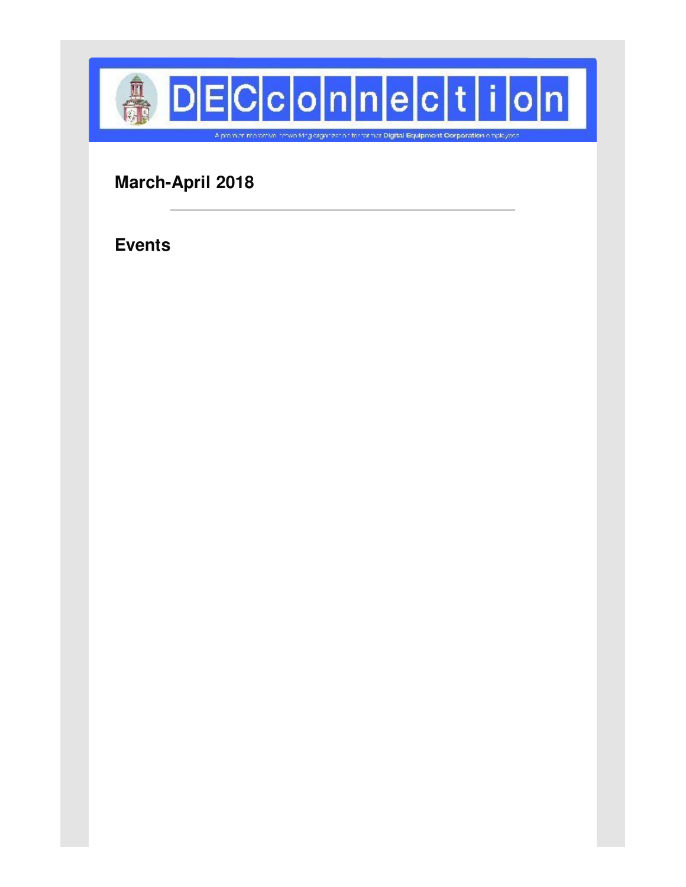# DECconnection

A premium member-driven networking organization for former Digital Equipment Corporation employees

## March-April 2018

---

## Events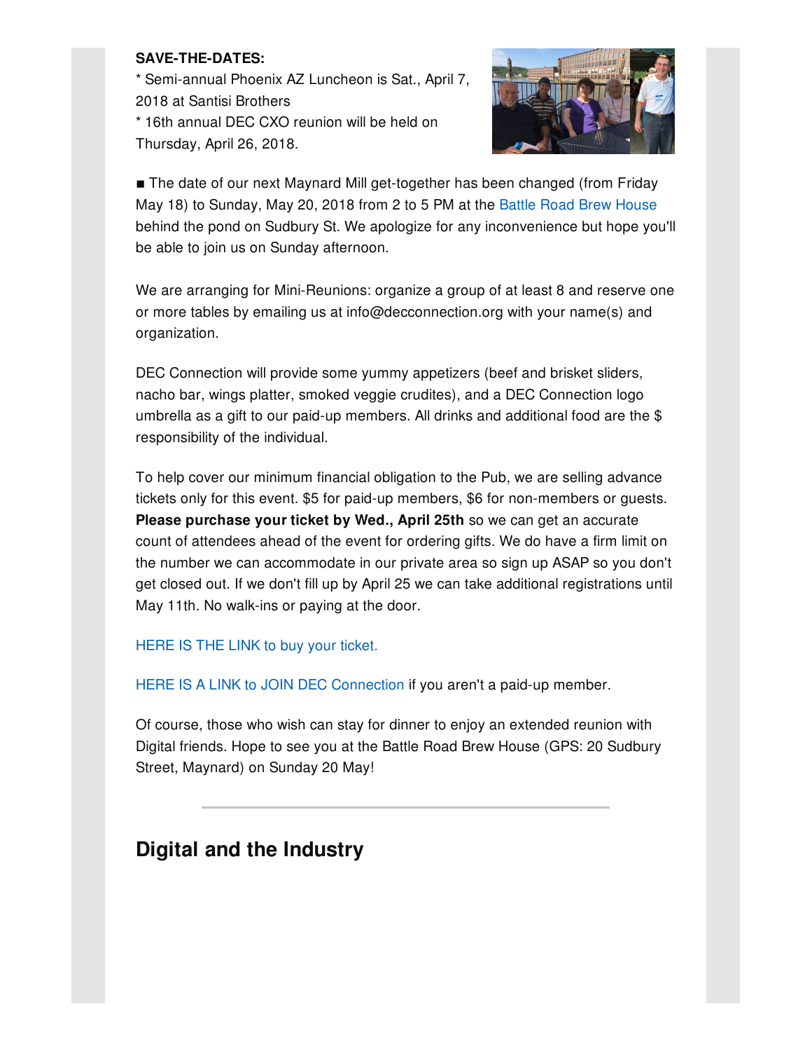**SAVE-THE-DATES:**
* Semi-annual Phoenix AZ Luncheon is Sat., April 7, 2018 at Santisi Brothers
* 16th annual DEC CXO reunion will be held on Thursday, April 26, 2018.

■ The date of our next Maynard Mill get-together has been changed (from Friday May 18) to Sunday, May 20, 2018 from 2 to 5 PM at the Battle Road Brew House behind the pond on Sudbury St. We apologize for any inconvenience but hope you'll be able to join us on Sunday afternoon.

We are arranging for Mini-Reunions: organize a group of at least 8 and reserve one or more tables by emailing us at info@decconnection.org with your name(s) and organization.

DEC Connection will provide some yummy appetizers (beef and brisket sliders, nacho bar, wings platter, smoked veggie crudites), and a DEC Connection logo umbrella as a gift to our paid-up members. All drinks and additional food are the $ responsibility of the individual.

To help cover our minimum financial obligation to the Pub, we are selling advance tickets only for this event. $5 for paid-up members, $6 for non-members or guests. **Please purchase your ticket by Wed., April 25th** so we can get an accurate count of attendees ahead of the event for ordering gifts. We do have a firm limit on the number we can accommodate in our private area so sign up ASAP so you don't get closed out. If we don't fill up by April 25 we can take additional registrations until May 11th. No walk-ins or paying at the door.

HERE IS THE LINK to buy your ticket.

HERE IS A LINK to JOIN DEC Connection if you aren't a paid-up member.

Of course, those who wish can stay for dinner to enjoy an extended reunion with Digital friends. Hope to see you at the Battle Road Brew House (GPS: 20 Sudbury Street, Maynard) on Sunday 20 May!

---

## Digital and the Industry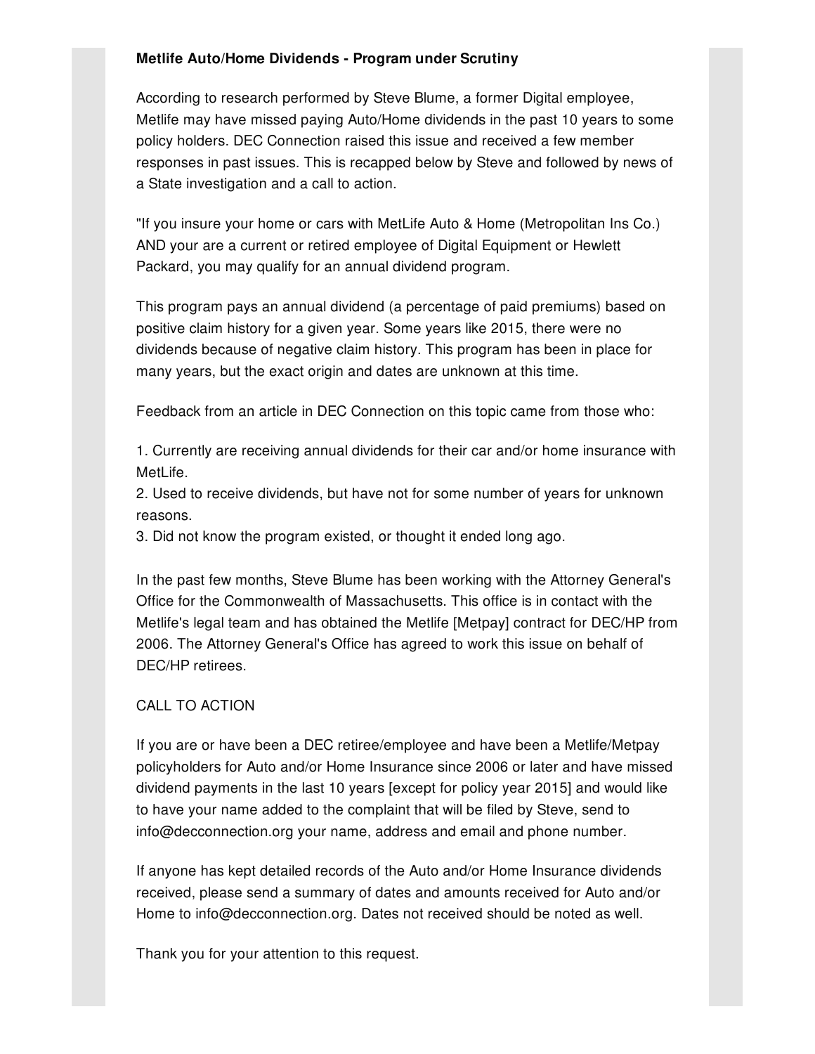**Metlife Auto/Home Dividends - Program under Scrutiny**

According to research performed by Steve Blume, a former Digital employee, Metlife may have missed paying Auto/Home dividends in the past 10 years to some policy holders. DEC Connection raised this issue and received a few member responses in past issues. This is recapped below by Steve and followed by news of a State investigation and a call to action.

"If you insure your home or cars with MetLife Auto & Home (Metropolitan Ins Co.) AND your are a current or retired employee of Digital Equipment or Hewlett Packard, you may qualify for an annual dividend program.

This program pays an annual dividend (a percentage of paid premiums) based on positive claim history for a given year. Some years like 2015, there were no dividends because of negative claim history. This program has been in place for many years, but the exact origin and dates are unknown at this time.

Feedback from an article in DEC Connection on this topic came from those who:

1. Currently are receiving annual dividends for their car and/or home insurance with MetLife.
2. Used to receive dividends, but have not for some number of years for unknown reasons.
3. Did not know the program existed, or thought it ended long ago.

In the past few months, Steve Blume has been working with the Attorney General's Office for the Commonwealth of Massachusetts. This office is in contact with the Metlife's legal team and has obtained the Metlife [Metpay] contract for DEC/HP from 2006. The Attorney General's Office has agreed to work this issue on behalf of DEC/HP retirees.

CALL TO ACTION

If you are or have been a DEC retiree/employee and have been a Metlife/Metpay policyholders for Auto and/or Home Insurance since 2006 or later and have missed dividend payments in the last 10 years [except for policy year 2015] and would like to have your name added to the complaint that will be filed by Steve, send to info@decconnection.org your name, address and email and phone number.

If anyone has kept detailed records of the Auto and/or Home Insurance dividends received, please send a summary of dates and amounts received for Auto and/or Home to info@decconnection.org. Dates not received should be noted as well.

Thank you for your attention to this request.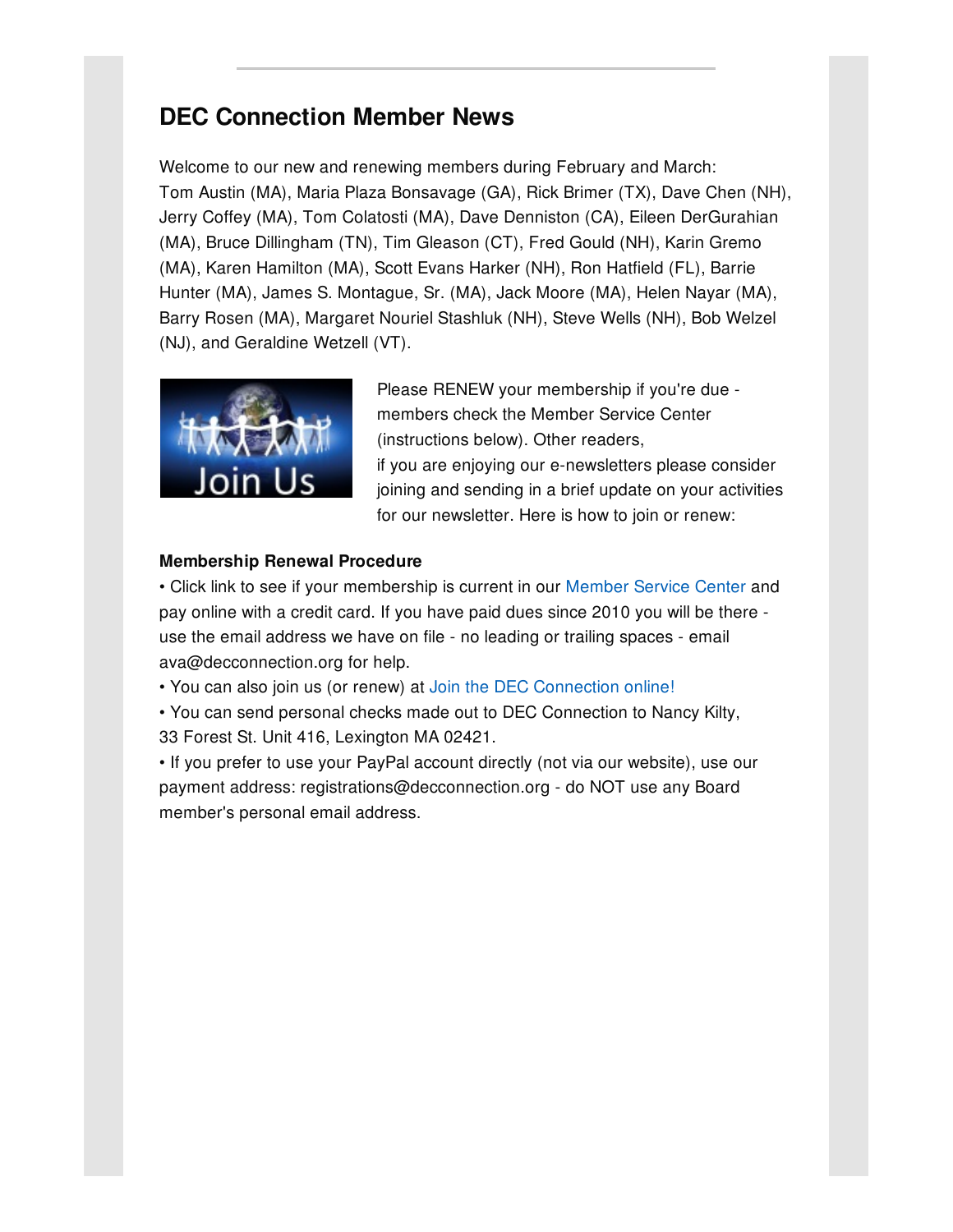## DEC Connection Member News

Welcome to our new and renewing members during February and March: Tom Austin (MA), Maria Plaza Bonsavage (GA), Rick Brimer (TX), Dave Chen (NH), Jerry Coffey (MA), Tom Colatosti (MA), Dave Denniston (CA), Eileen DerGurahian (MA), Bruce Dillingham (TN), Tim Gleason (CT), Fred Gould (NH), Karin Gremo (MA), Karen Hamilton (MA), Scott Evans Harker (NH), Ron Hatfield (FL), Barrie Hunter (MA), James S. Montague, Sr. (MA), Jack Moore (MA), Helen Nayar (MA), Barry Rosen (MA), Margaret Nouriel Stashluk (NH), Steve Wells (NH), Bob Welzel (NJ), and Geraldine Wetzell (VT).

Please RENEW your membership if you're due - members check the Member Service Center (instructions below). Other readers, if you are enjoying our e-newsletters please consider joining and sending in a brief update on your activities for our newsletter. Here is how to join or renew:

**Membership Renewal Procedure**

• Click link to see if your membership is current in our Member Service Center and pay online with a credit card. If you have paid dues since 2010 you will be there - use the email address we have on file - no leading or trailing spaces - email ava@decconnection.org for help.

• You can also join us (or renew) at Join the DEC Connection online!

• You can send personal checks made out to DEC Connection to Nancy Kilty, 33 Forest St. Unit 416, Lexington MA 02421.

• If you prefer to use your PayPal account directly (not via our website), use our payment address: registrations@decconnection.org - do NOT use any Board member's personal email address.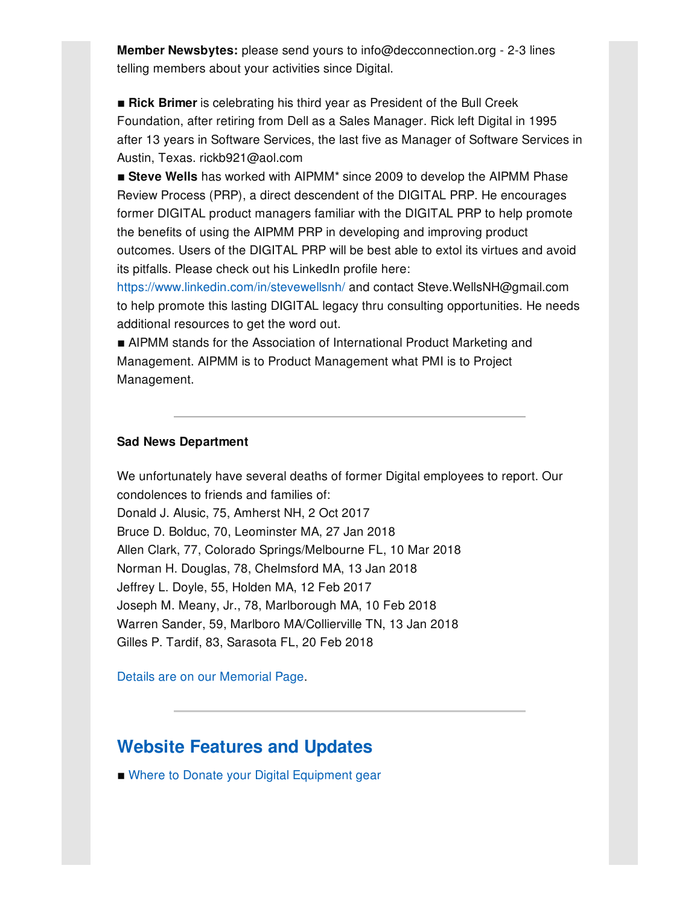**Member Newsbytes:** please send yours to info@decconnection.org - 2-3 lines telling members about your activities since Digital.

■ **Rick Brimer** is celebrating his third year as President of the Bull Creek Foundation, after retiring from Dell as a Sales Manager. Rick left Digital in 1995 after 13 years in Software Services, the last five as Manager of Software Services in Austin, Texas. rickb921@aol.com

■ **Steve Wells** has worked with AIPMM* since 2009 to develop the AIPMM Phase Review Process (PRP), a direct descendent of the DIGITAL PRP. He encourages former DIGITAL product managers familiar with the DIGITAL PRP to help promote the benefits of using the AIPMM PRP in developing and improving product outcomes. Users of the DIGITAL PRP will be best able to extol its virtues and avoid its pitfalls. Please check out his LinkedIn profile here: https://www.linkedin.com/in/stevewellsnh/ and contact Steve.WellsNH@gmail.com to help promote this lasting DIGITAL legacy thru consulting opportunities. He needs additional resources to get the word out.

■ AIPMM stands for the Association of International Product Marketing and Management. AIPMM is to Product Management what PMI is to Project Management.

---

**Sad News Department**

We unfortunately have several deaths of former Digital employees to report. Our condolences to friends and families of:

Donald J. Alusic, 75, Amherst NH, 2 Oct 2017
Bruce D. Bolduc, 70, Leominster MA, 27 Jan 2018
Allen Clark, 77, Colorado Springs/Melbourne FL, 10 Mar 2018
Norman H. Douglas, 78, Chelmsford MA, 13 Jan 2018
Jeffrey L. Doyle, 55, Holden MA, 12 Feb 2017
Joseph M. Meany, Jr., 78, Marlborough MA, 10 Feb 2018
Warren Sander, 59, Marlboro MA/Collierville TN, 13 Jan 2018
Gilles P. Tardif, 83, Sarasota FL, 20 Feb 2018

Details are on our Memorial Page.

---

## Website Features and Updates

■ Where to Donate your Digital Equipment gear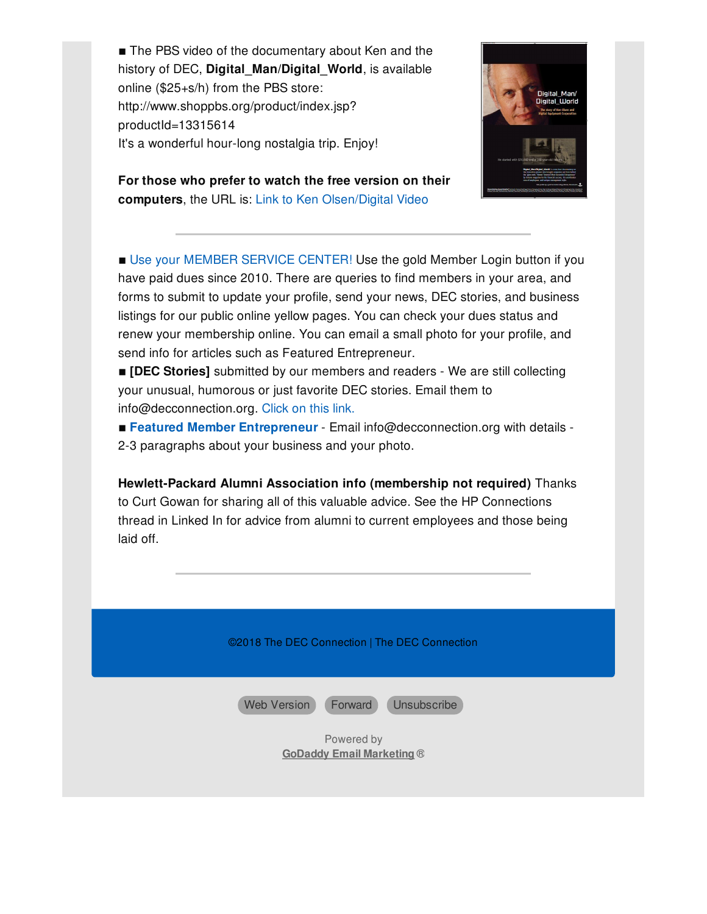■ The PBS video of the documentary about Ken and the history of DEC, **Digital_Man/Digital_World**, is available online ($25+s/h) from the PBS store: http://www.shoppbs.org/product/index.jsp?productId=13315614
It's a wonderful hour-long nostalgia trip. Enjoy!

**For those who prefer to watch the free version on their computers**, the URL is: Link to Ken Olsen/Digital Video

---

■ Use your MEMBER SERVICE CENTER! Use the gold Member Login button if you have paid dues since 2010. There are queries to find members in your area, and forms to submit to update your profile, send your news, DEC stories, and business listings for our public online yellow pages. You can check your dues status and renew your membership online. You can email a small photo for your profile, and send info for articles such as Featured Entrepreneur.

■ **[DEC Stories]** submitted by our members and readers - We are still collecting your unusual, humorous or just favorite DEC stories. Email them to info@decconnection.org. Click on this link.

■ **Featured Member Entrepreneur** - Email info@decconnection.org with details - 2-3 paragraphs about your business and your photo.

**Hewlett-Packard Alumni Association info (membership not required)** Thanks to Curt Gowan for sharing all of this valuable advice. See the HP Connections thread in Linked In for advice from alumni to current employees and those being laid off.

---

©2018 The DEC Connection | The DEC Connection

Web Version Forward Unsubscribe

Powered by
GoDaddy Email Marketing ®